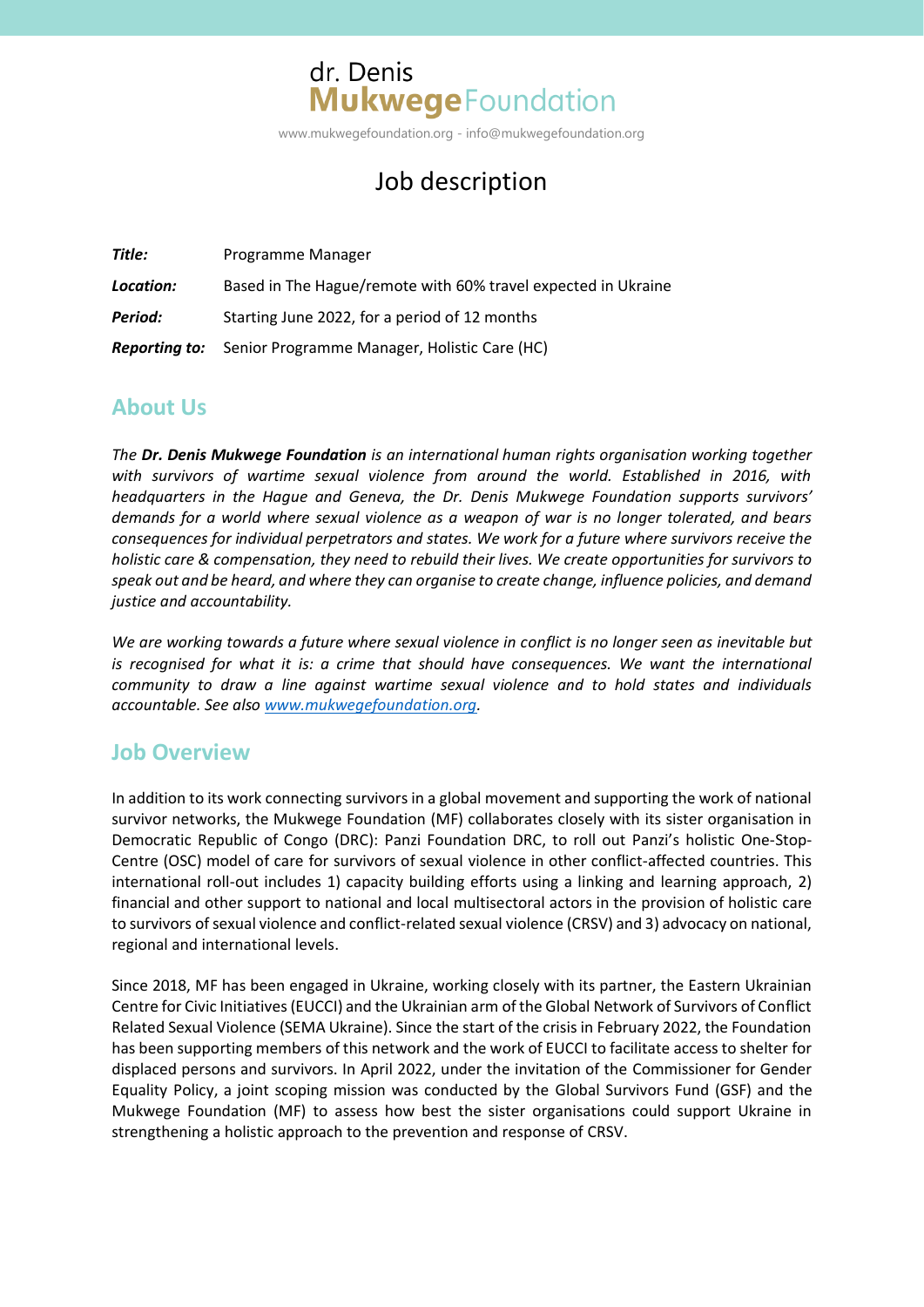dr. Denis
**Mukwege** Foundation

www.mukwegefoundation.org - info@mukwegefoundation.org

# Job description

| | |
|---|---|
| ***Title:*** | Programme Manager |
| ***Location:*** | Based in The Hague/remote with 60% travel expected in Ukraine |
| ***Period:*** | Starting June 2022, for a period of 12 months |
| ***Reporting to:*** | Senior Programme Manager, Holistic Care (HC) |

## About Us

*The **Dr. Denis Mukwege Foundation** is an international human rights organisation working together with survivors of wartime sexual violence from around the world. Established in 2016, with headquarters in the Hague and Geneva, the Dr. Denis Mukwege Foundation supports survivors' demands for a world where sexual violence as a weapon of war is no longer tolerated, and bears consequences for individual perpetrators and states. We work for a future where survivors receive the holistic care & compensation, they need to rebuild their lives. We create opportunities for survivors to speak out and be heard, and where they can organise to create change, influence policies, and demand justice and accountability.*

*We are working towards a future where sexual violence in conflict is no longer seen as inevitable but is recognised for what it is: a crime that should have consequences. We want the international community to draw a line against wartime sexual violence and to hold states and individuals accountable. See also [www.mukwegefoundation.org](www.mukwegefoundation.org).*

## Job Overview

In addition to its work connecting survivors in a global movement and supporting the work of national survivor networks, the Mukwege Foundation (MF) collaborates closely with its sister organisation in Democratic Republic of Congo (DRC): Panzi Foundation DRC, to roll out Panzi's holistic One-Stop-Centre (OSC) model of care for survivors of sexual violence in other conflict-affected countries. This international roll-out includes 1) capacity building efforts using a linking and learning approach, 2) financial and other support to national and local multisectoral actors in the provision of holistic care to survivors of sexual violence and conflict-related sexual violence (CRSV) and 3) advocacy on national, regional and international levels.

Since 2018, MF has been engaged in Ukraine, working closely with its partner, the Eastern Ukrainian Centre for Civic Initiatives (EUCCI) and the Ukrainian arm of the Global Network of Survivors of Conflict Related Sexual Violence (SEMA Ukraine). Since the start of the crisis in February 2022, the Foundation has been supporting members of this network and the work of EUCCI to facilitate access to shelter for displaced persons and survivors. In April 2022, under the invitation of the Commissioner for Gender Equality Policy, a joint scoping mission was conducted by the Global Survivors Fund (GSF) and the Mukwege Foundation (MF) to assess how best the sister organisations could support Ukraine in strengthening a holistic approach to the prevention and response of CRSV.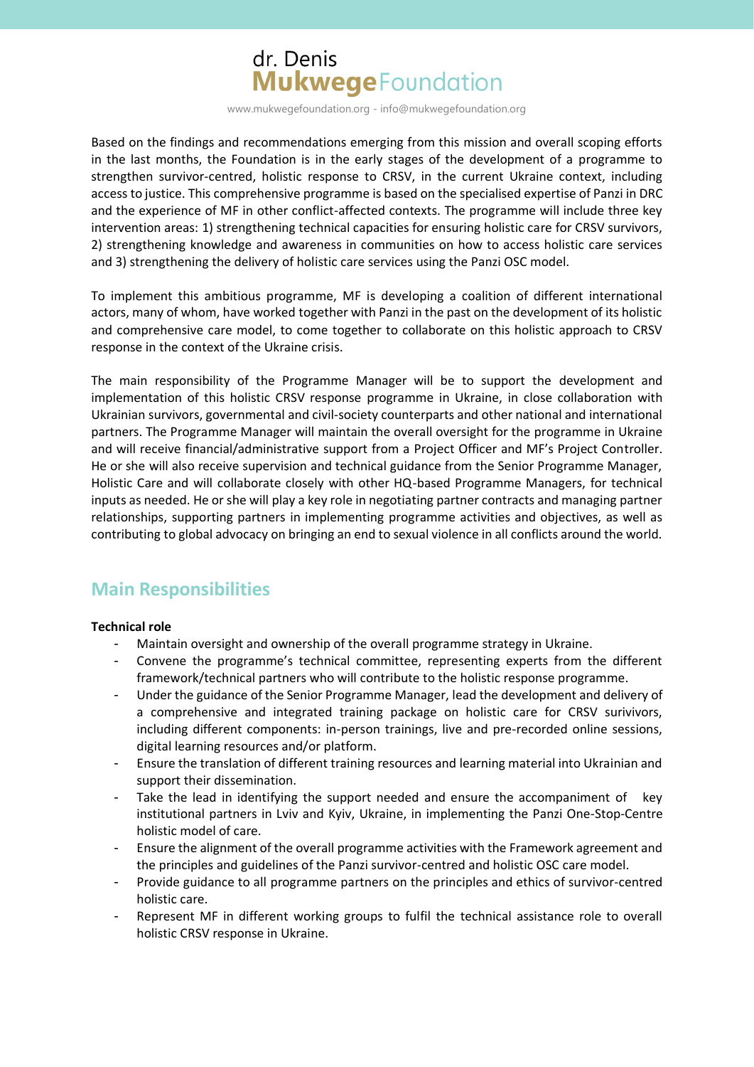Based on the findings and recommendations emerging from this mission and overall scoping efforts in the last months, the Foundation is in the early stages of the development of a programme to strengthen survivor-centred, holistic response to CRSV, in the current Ukraine context, including access to justice. This comprehensive programme is based on the specialised expertise of Panzi in DRC and the experience of MF in other conflict-affected contexts. The programme will include three key intervention areas: 1) strengthening technical capacities for ensuring holistic care for CRSV survivors, 2) strengthening knowledge and awareness in communities on how to access holistic care services and 3) strengthening the delivery of holistic care services using the Panzi OSC model.

To implement this ambitious programme, MF is developing a coalition of different international actors, many of whom, have worked together with Panzi in the past on the development of its holistic and comprehensive care model, to come together to collaborate on this holistic approach to CRSV response in the context of the Ukraine crisis.

The main responsibility of the Programme Manager will be to support the development and implementation of this holistic CRSV response programme in Ukraine, in close collaboration with Ukrainian survivors, governmental and civil-society counterparts and other national and international partners. The Programme Manager will maintain the overall oversight for the programme in Ukraine and will receive financial/administrative support from a Project Officer and MF's Project Controller. He or she will also receive supervision and technical guidance from the Senior Programme Manager, Holistic Care and will collaborate closely with other HQ-based Programme Managers, for technical inputs as needed. He or she will play a key role in negotiating partner contracts and managing partner relationships, supporting partners in implementing programme activities and objectives, as well as contributing to global advocacy on bringing an end to sexual violence in all conflicts around the world.

## Main Responsibilities

**Technical role**

- Maintain oversight and ownership of the overall programme strategy in Ukraine.
- Convene the programme's technical committee, representing experts from the different framework/technical partners who will contribute to the holistic response programme.
- Under the guidance of the Senior Programme Manager, lead the development and delivery of a comprehensive and integrated training package on holistic care for CRSV surivivors, including different components: in-person trainings, live and pre-recorded online sessions, digital learning resources and/or platform.
- Ensure the translation of different training resources and learning material into Ukrainian and support their dissemination.
- Take the lead in identifying the support needed and ensure the accompaniment of key institutional partners in Lviv and Kyiv, Ukraine, in implementing the Panzi One-Stop-Centre holistic model of care.
- Ensure the alignment of the overall programme activities with the Framework agreement and the principles and guidelines of the Panzi survivor-centred and holistic OSC care model.
- Provide guidance to all programme partners on the principles and ethics of survivor-centred holistic care.
- Represent MF in different working groups to fulfil the technical assistance role to overall holistic CRSV response in Ukraine.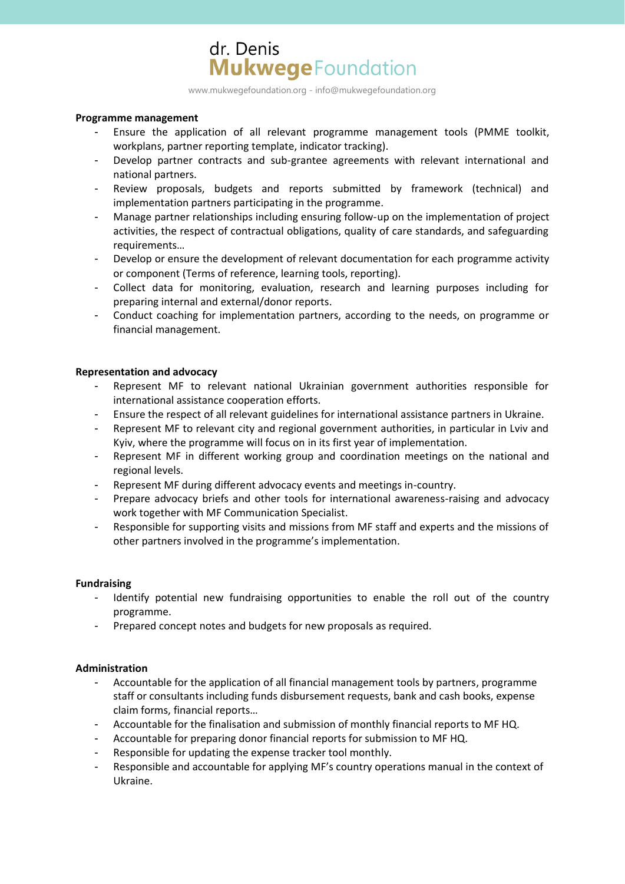**Programme management**

- Ensure the application of all relevant programme management tools (PMME toolkit, workplans, partner reporting template, indicator tracking).
- Develop partner contracts and sub-grantee agreements with relevant international and national partners.
- Review proposals, budgets and reports submitted by framework (technical) and implementation partners participating in the programme.
- Manage partner relationships including ensuring follow-up on the implementation of project activities, the respect of contractual obligations, quality of care standards, and safeguarding requirements…
- Develop or ensure the development of relevant documentation for each programme activity or component (Terms of reference, learning tools, reporting).
- Collect data for monitoring, evaluation, research and learning purposes including for preparing internal and external/donor reports.
- Conduct coaching for implementation partners, according to the needs, on programme or financial management.

**Representation and advocacy**

- Represent MF to relevant national Ukrainian government authorities responsible for international assistance cooperation efforts.
- Ensure the respect of all relevant guidelines for international assistance partners in Ukraine.
- Represent MF to relevant city and regional government authorities, in particular in Lviv and Kyiv, where the programme will focus on in its first year of implementation.
- Represent MF in different working group and coordination meetings on the national and regional levels.
- Represent MF during different advocacy events and meetings in-country.
- Prepare advocacy briefs and other tools for international awareness-raising and advocacy work together with MF Communication Specialist.
- Responsible for supporting visits and missions from MF staff and experts and the missions of other partners involved in the programme's implementation.

**Fundraising**

- Identify potential new fundraising opportunities to enable the roll out of the country programme.
- Prepared concept notes and budgets for new proposals as required.

**Administration**

- Accountable for the application of all financial management tools by partners, programme staff or consultants including funds disbursement requests, bank and cash books, expense claim forms, financial reports…
- Accountable for the finalisation and submission of monthly financial reports to MF HQ.
- Accountable for preparing donor financial reports for submission to MF HQ.
- Responsible for updating the expense tracker tool monthly.
- Responsible and accountable for applying MF's country operations manual in the context of Ukraine.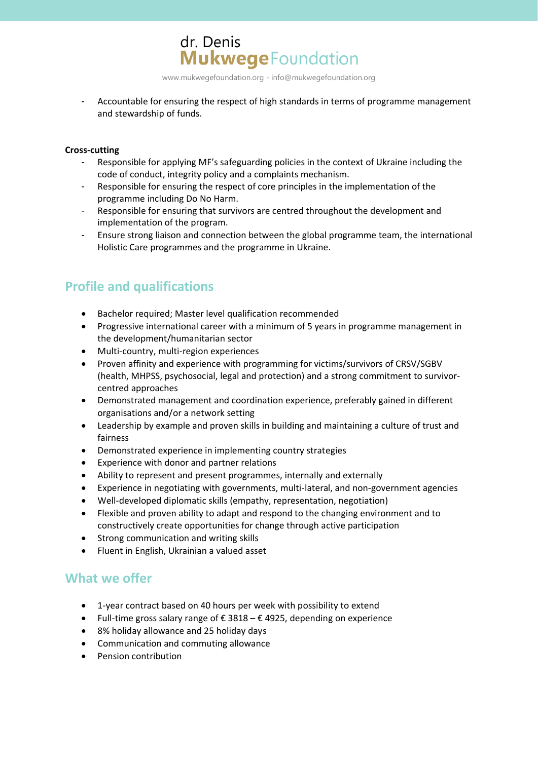- Accountable for ensuring the respect of high standards in terms of programme management and stewardship of funds.

**Cross-cutting**

- Responsible for applying MF's safeguarding policies in the context of Ukraine including the code of conduct, integrity policy and a complaints mechanism.
- Responsible for ensuring the respect of core principles in the implementation of the programme including Do No Harm.
- Responsible for ensuring that survivors are centred throughout the development and implementation of the program.
- Ensure strong liaison and connection between the global programme team, the international Holistic Care programmes and the programme in Ukraine.

## Profile and qualifications

- Bachelor required; Master level qualification recommended
- Progressive international career with a minimum of 5 years in programme management in the development/humanitarian sector
- Multi-country, multi-region experiences
- Proven affinity and experience with programming for victims/survivors of CRSV/SGBV (health, MHPSS, psychosocial, legal and protection) and a strong commitment to survivor-centred approaches
- Demonstrated management and coordination experience, preferably gained in different organisations and/or a network setting
- Leadership by example and proven skills in building and maintaining a culture of trust and fairness
- Demonstrated experience in implementing country strategies
- Experience with donor and partner relations
- Ability to represent and present programmes, internally and externally
- Experience in negotiating with governments, multi-lateral, and non-government agencies
- Well-developed diplomatic skills (empathy, representation, negotiation)
- Flexible and proven ability to adapt and respond to the changing environment and to constructively create opportunities for change through active participation
- Strong communication and writing skills
- Fluent in English, Ukrainian a valued asset

## What we offer

- 1-year contract based on 40 hours per week with possibility to extend
- Full-time gross salary range of € 3818 – € 4925, depending on experience
- 8% holiday allowance and 25 holiday days
- Communication and commuting allowance
- Pension contribution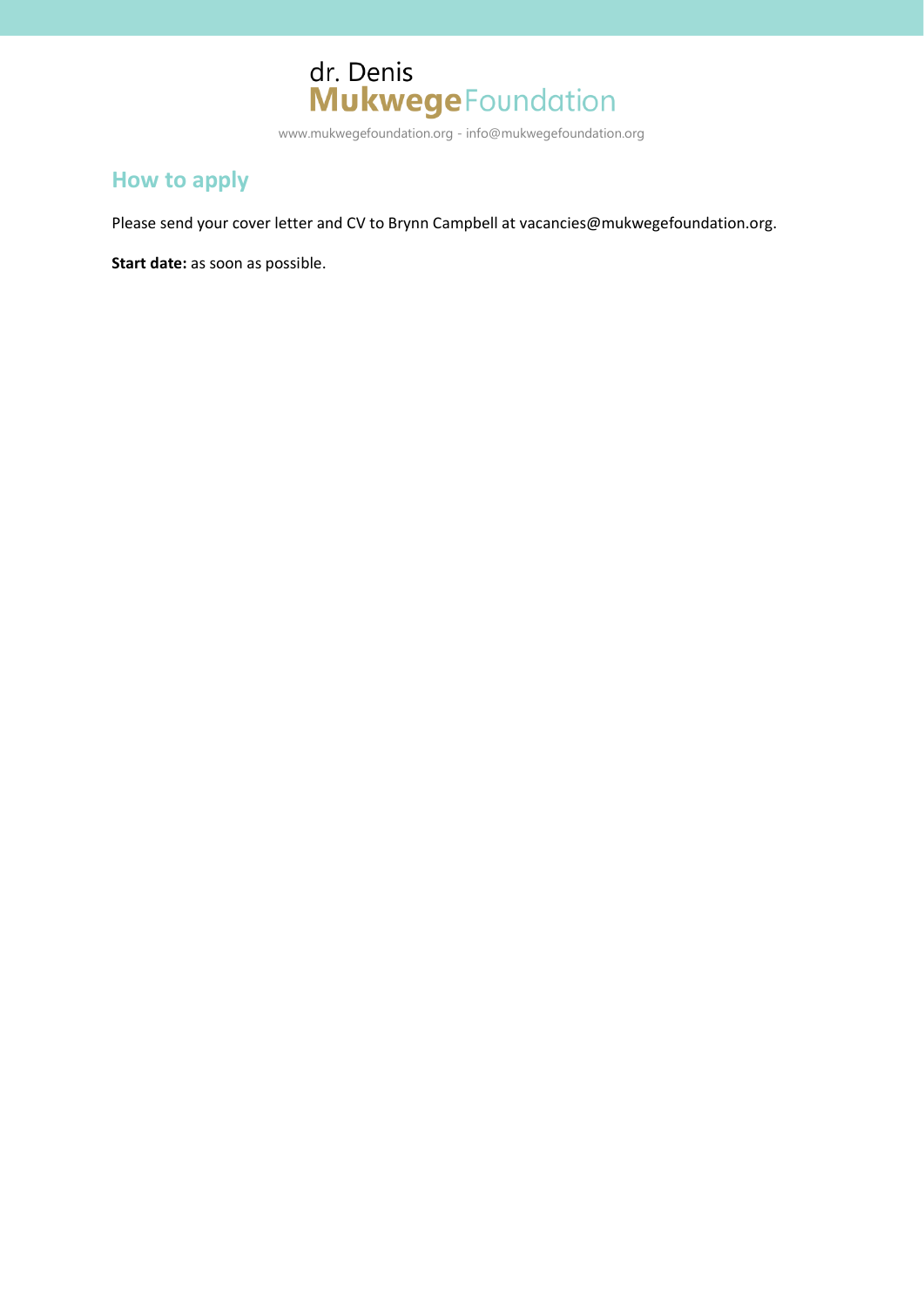## How to apply

Please send your cover letter and CV to Brynn Campbell at vacancies@mukwegefoundation.org.

**Start date:** as soon as possible.